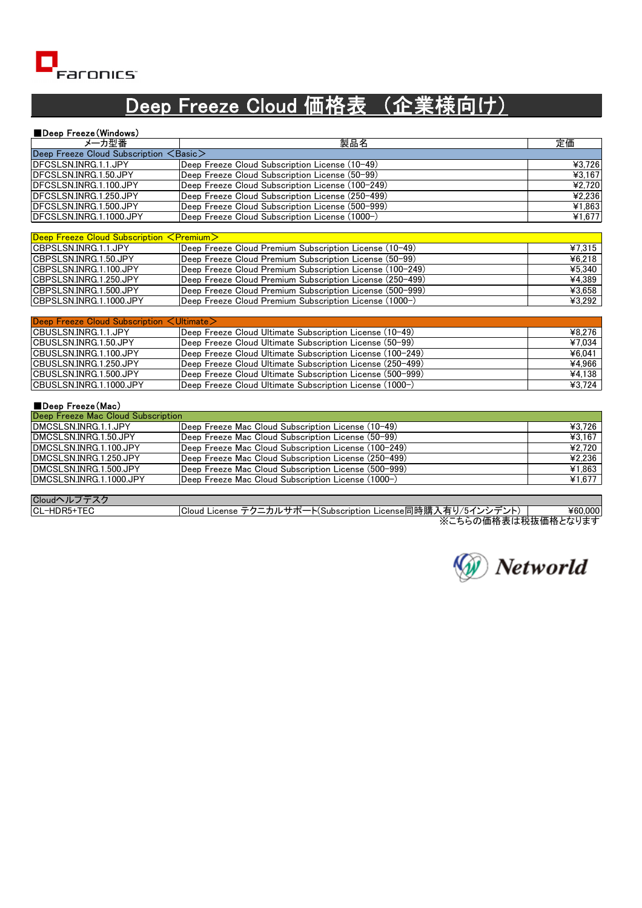# Deep Freeze Cloud 価格表 （企業様向け）

■Deep Freeze(Windows)

| メーカ型番 | 製品名 | 定価 |
|---|---|---|
| Deep Freeze Cloud Subscription ＜Basic＞ | | |
| DFCSLSN.INRG.1.1.JPY | Deep Freeze Cloud Subscription License (10-49) | ¥3,726 |
| DFCSLSN.INRG.1.50.JPY | Deep Freeze Cloud Subscription License (50-99) | ¥3,167 |
| DFCSLSN.INRG.1.100.JPY | Deep Freeze Cloud Subscription License (100-249) | ¥2,720 |
| DFCSLSN.INRG.1.250.JPY | Deep Freeze Cloud Subscription License (250-499) | ¥2,236 |
| DFCSLSN.INRG.1.500.JPY | Deep Freeze Cloud Subscription License (500-999) | ¥1,863 |
| DFCSLSN.INRG.1.1000.JPY | Deep Freeze Cloud Subscription License (1000-) | ¥1,677 |
| Deep Freeze Cloud Subscription ＜Premium＞ | | |
| CBPSLSN.INRG.1.1.JPY | Deep Freeze Cloud Premium Subscription License (10-49) | ¥7,315 |
| CBPSLSN.INRG.1.50.JPY | Deep Freeze Cloud Premium Subscription License (50-99) | ¥6,218 |
| CBPSLSN.INRG.1.100.JPY | Deep Freeze Cloud Premium Subscription License (100-249) | ¥5,340 |
| CBPSLSN.INRG.1.250.JPY | Deep Freeze Cloud Premium Subscription License (250-499) | ¥4,389 |
| CBPSLSN.INRG.1.500.JPY | Deep Freeze Cloud Premium Subscription License (500-999) | ¥3,658 |
| CBPSLSN.INRG.1.1000.JPY | Deep Freeze Cloud Premium Subscription License (1000-) | ¥3,292 |
| Deep Freeze Cloud Subscription ＜Ultimate＞ | | |
| CBUSLSN.INRG.1.1.JPY | Deep Freeze Cloud Ultimate Subscription License (10-49) | ¥8,276 |
| CBUSLSN.INRG.1.50.JPY | Deep Freeze Cloud Ultimate Subscription License (50-99) | ¥7,034 |
| CBUSLSN.INRG.1.100.JPY | Deep Freeze Cloud Ultimate Subscription License (100-249) | ¥6,041 |
| CBUSLSN.INRG.1.250.JPY | Deep Freeze Cloud Ultimate Subscription License (250-499) | ¥4,966 |
| CBUSLSN.INRG.1.500.JPY | Deep Freeze Cloud Ultimate Subscription License (500-999) | ¥4,138 |
| CBUSLSN.INRG.1.1000.JPY | Deep Freeze Cloud Ultimate Subscription License (1000-) | ¥3,724 |

■Deep Freeze(Mac)

| メーカ型番 | 製品名 | 定価 |
|---|---|---|
| Deep Freeze Mac Cloud Subscription | | |
| DMCSLSN.INRG.1.1.JPY | Deep Freeze Mac Cloud Subscription License (10-49) | ¥3,726 |
| DMCSLSN.INRG.1.50.JPY | Deep Freeze Mac Cloud Subscription License (50-99) | ¥3,167 |
| DMCSLSN.INRG.1.100.JPY | Deep Freeze Mac Cloud Subscription License (100-249) | ¥2,720 |
| DMCSLSN.INRG.1.250.JPY | Deep Freeze Mac Cloud Subscription License (250-499) | ¥2,236 |
| DMCSLSN.INRG.1.500.JPY | Deep Freeze Mac Cloud Subscription License (500-999) | ¥1,863 |
| DMCSLSN.INRG.1.1000.JPY | Deep Freeze Mac Cloud Subscription License (1000-) | ¥1,677 |
| Cloudヘルプデスク | | |
| CL-HDR5+TEC | Cloud License テクニカルサポート(Subscription License同時購入有り/5インシデント) | ¥60,000 |

※こちらの価格表は税抜価格となります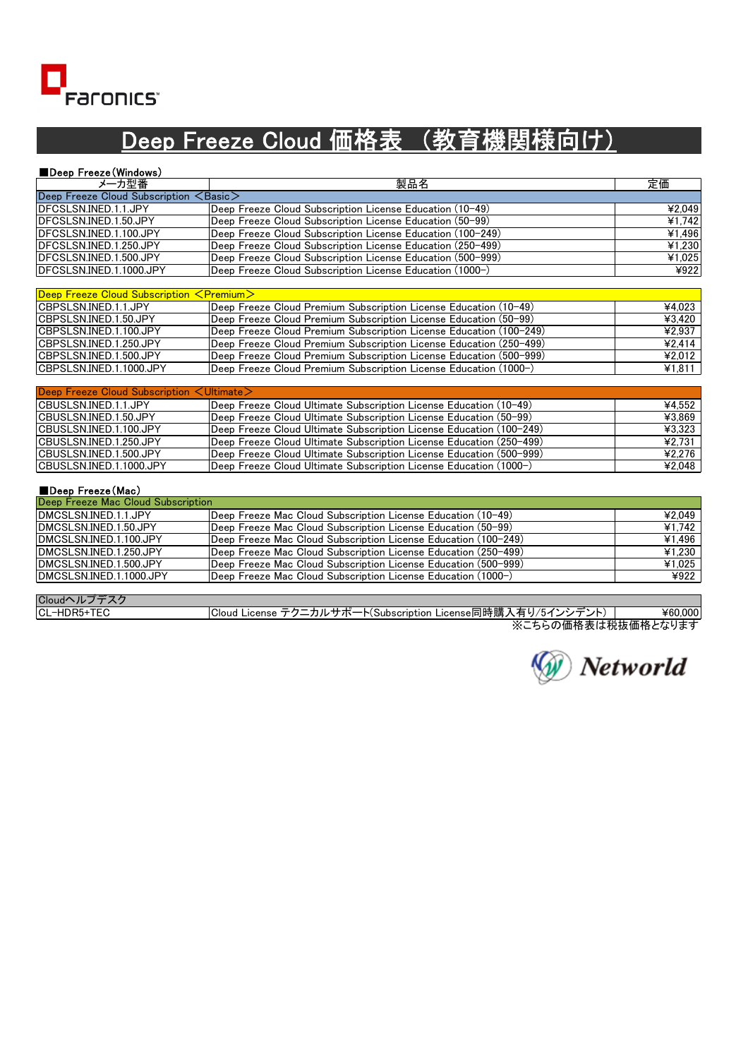Faronics

# Deep Freeze Cloud 価格表 （教育機関様向け）

■Deep Freeze(Windows)

| メーカ型番 | 製品名 | 定価 |
|---|---|---|
| Deep Freeze Cloud Subscription ＜Basic＞ | | |
| DFCSLSN.INED.1.1.JPY | Deep Freeze Cloud Subscription License Education (10–49) | ¥2,049 |
| DFCSLSN.INED.1.50.JPY | Deep Freeze Cloud Subscription License Education (50–99) | ¥1,742 |
| DFCSLSN.INED.1.100.JPY | Deep Freeze Cloud Subscription License Education (100–249) | ¥1,496 |
| DFCSLSN.INED.1.250.JPY | Deep Freeze Cloud Subscription License Education (250–499) | ¥1,230 |
| DFCSLSN.INED.1.500.JPY | Deep Freeze Cloud Subscription License Education (500–999) | ¥1,025 |
| DFCSLSN.INED.1.1000.JPY | Deep Freeze Cloud Subscription License Education (1000–) | ¥922 |
| Deep Freeze Cloud Subscription ＜Premium＞ | | |
| CBPSLSN.INED.1.1.JPY | Deep Freeze Cloud Premium Subscription License Education (10–49) | ¥4,023 |
| CBPSLSN.INED.1.50.JPY | Deep Freeze Cloud Premium Subscription License Education (50–99) | ¥3,420 |
| CBPSLSN.INED.1.100.JPY | Deep Freeze Cloud Premium Subscription License Education (100–249) | ¥2,937 |
| CBPSLSN.INED.1.250.JPY | Deep Freeze Cloud Premium Subscription License Education (250–499) | ¥2,414 |
| CBPSLSN.INED.1.500.JPY | Deep Freeze Cloud Premium Subscription License Education (500–999) | ¥2,012 |
| CBPSLSN.INED.1.1000.JPY | Deep Freeze Cloud Premium Subscription License Education (1000–) | ¥1,811 |
| Deep Freeze Cloud Subscription ＜Ultimate＞ | | |
| CBUSLSN.INED.1.1.JPY | Deep Freeze Cloud Ultimate Subscription License Education (10–49) | ¥4,552 |
| CBUSLSN.INED.1.50.JPY | Deep Freeze Cloud Ultimate Subscription License Education (50–99) | ¥3,869 |
| CBUSLSN.INED.1.100.JPY | Deep Freeze Cloud Ultimate Subscription License Education (100–249) | ¥3,323 |
| CBUSLSN.INED.1.250.JPY | Deep Freeze Cloud Ultimate Subscription License Education (250–499) | ¥2,731 |
| CBUSLSN.INED.1.500.JPY | Deep Freeze Cloud Ultimate Subscription License Education (500–999) | ¥2,276 |
| CBUSLSN.INED.1.1000.JPY | Deep Freeze Cloud Ultimate Subscription License Education (1000–) | ¥2,048 |

■Deep Freeze(Mac)

| | | |
|---|---|---|
| Deep Freeze Mac Cloud Subscription | | |
| DMCSLSN.INED.1.1.JPY | Deep Freeze Mac Cloud Subscription License Education (10–49) | ¥2,049 |
| DMCSLSN.INED.1.50.JPY | Deep Freeze Mac Cloud Subscription License Education (50–99) | ¥1,742 |
| DMCSLSN.INED.1.100.JPY | Deep Freeze Mac Cloud Subscription License Education (100–249) | ¥1,496 |
| DMCSLSN.INED.1.250.JPY | Deep Freeze Mac Cloud Subscription License Education (250–499) | ¥1,230 |
| DMCSLSN.INED.1.500.JPY | Deep Freeze Mac Cloud Subscription License Education (500–999) | ¥1,025 |
| DMCSLSN.INED.1.1000.JPY | Deep Freeze Mac Cloud Subscription License Education (1000–) | ¥922 |
| Cloudヘルプデスク | | |
| CL–HDR5+TEC | Cloud License テクニカルサポート(Subscription License同時購入有り/5インシデント) | ¥60,000 |

※こちらの価格表は税抜価格となります

Networld